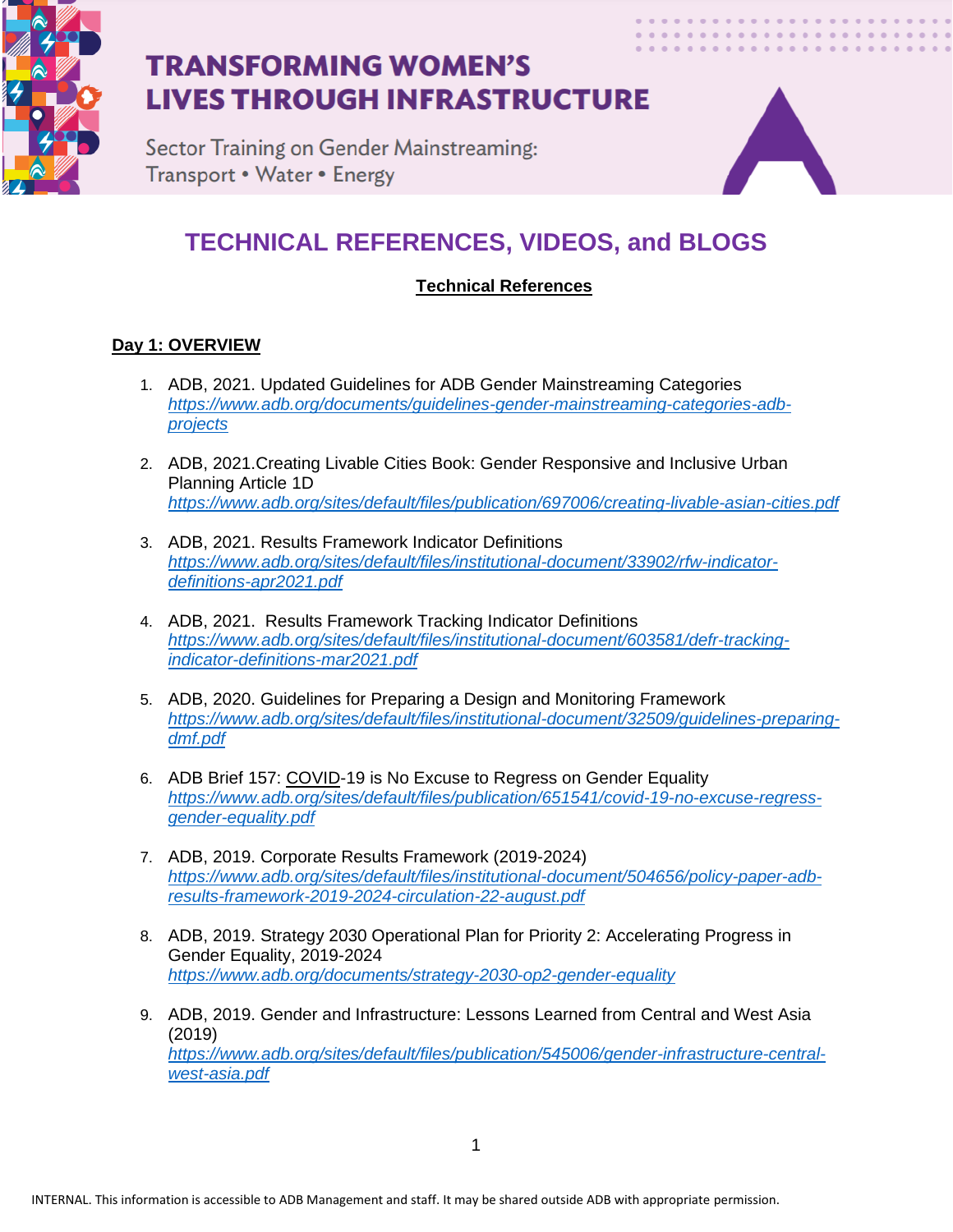# TRANSFORMING WOMEN'S LIVES THROUGH INFRASTRUCTURE

Sector Training on Gender Mainstreaming:
Transport • Water • Energy

## TECHNICAL REFERENCES, VIDEOS, and BLOGS

### Technical References

**Day 1: OVERVIEW**

1. ADB, 2021. Updated Guidelines for ADB Gender Mainstreaming Categories
   *https://www.adb.org/documents/guidelines-gender-mainstreaming-categories-adb-projects*

2. ADB, 2021.Creating Livable Cities Book: Gender Responsive and Inclusive Urban Planning Article 1D
   *https://www.adb.org/sites/default/files/publication/697006/creating-livable-asian-cities.pdf*

3. ADB, 2021. Results Framework Indicator Definitions
   *https://www.adb.org/sites/default/files/institutional-document/33902/rfw-indicator-definitions-apr2021.pdf*

4. ADB, 2021. Results Framework Tracking Indicator Definitions
   *https://www.adb.org/sites/default/files/institutional-document/603581/defr-tracking-indicator-definitions-mar2021.pdf*

5. ADB, 2020. Guidelines for Preparing a Design and Monitoring Framework
   *https://www.adb.org/sites/default/files/institutional-document/32509/guidelines-preparing-dmf.pdf*

6. ADB Brief 157: COVID-19 is No Excuse to Regress on Gender Equality
   *https://www.adb.org/sites/default/files/publication/651541/covid-19-no-excuse-regress-gender-equality.pdf*

7. ADB, 2019. Corporate Results Framework (2019-2024)
   *https://www.adb.org/sites/default/files/institutional-document/504656/policy-paper-adb-results-framework-2019-2024-circulation-22-august.pdf*

8. ADB, 2019. Strategy 2030 Operational Plan for Priority 2: Accelerating Progress in Gender Equality, 2019-2024
   *https://www.adb.org/documents/strategy-2030-op2-gender-equality*

9. ADB, 2019. Gender and Infrastructure: Lessons Learned from Central and West Asia (2019)
   *https://www.adb.org/sites/default/files/publication/545006/gender-infrastructure-central-west-asia.pdf*

INTERNAL. This information is accessible to ADB Management and staff. It may be shared outside ADB with appropriate permission.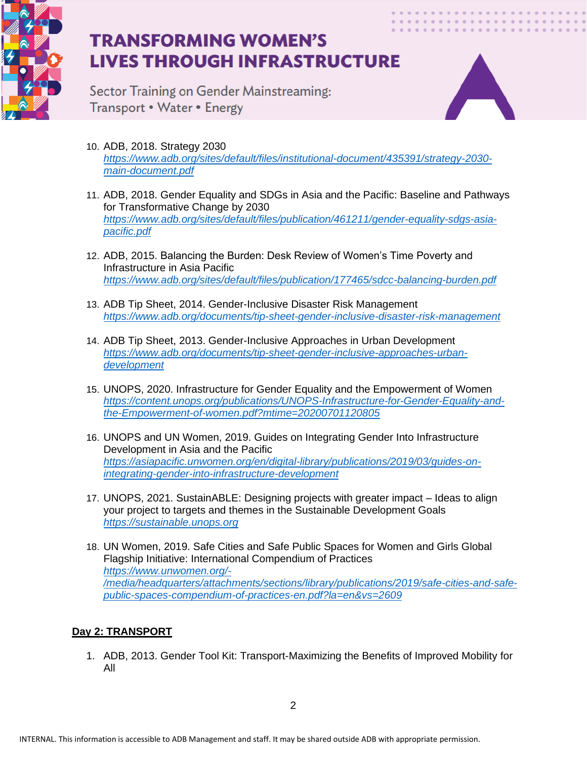10. ADB, 2018. Strategy 2030
    https://www.adb.org/sites/default/files/institutional-document/435391/strategy-2030-main-document.pdf

11. ADB, 2018. Gender Equality and SDGs in Asia and the Pacific: Baseline and Pathways for Transformative Change by 2030
    https://www.adb.org/sites/default/files/publication/461211/gender-equality-sdgs-asia-pacific.pdf

12. ADB, 2015. Balancing the Burden: Desk Review of Women's Time Poverty and Infrastructure in Asia Pacific
    https://www.adb.org/sites/default/files/publication/177465/sdcc-balancing-burden.pdf

13. ADB Tip Sheet, 2014. Gender-Inclusive Disaster Risk Management
    https://www.adb.org/documents/tip-sheet-gender-inclusive-disaster-risk-management

14. ADB Tip Sheet, 2013. Gender-Inclusive Approaches in Urban Development
    https://www.adb.org/documents/tip-sheet-gender-inclusive-approaches-urban-development

15. UNOPS, 2020. Infrastructure for Gender Equality and the Empowerment of Women
    https://content.unops.org/publications/UNOPS-Infrastructure-for-Gender-Equality-and-the-Empowerment-of-women.pdf?mtime=20200701120805

16. UNOPS and UN Women, 2019. Guides on Integrating Gender Into Infrastructure Development in Asia and the Pacific
    https://asiapacific.unwomen.org/en/digital-library/publications/2019/03/guides-on-integrating-gender-into-infrastructure-development

17. UNOPS, 2021. SustainABLE: Designing projects with greater impact – Ideas to align your project to targets and themes in the Sustainable Development Goals
    https://sustainable.unops.org

18. UN Women, 2019. Safe Cities and Safe Public Spaces for Women and Girls Global Flagship Initiative: International Compendium of Practices
    https://www.unwomen.org/-/media/headquarters/attachments/sections/library/publications/2019/safe-cities-and-safe-public-spaces-compendium-of-practices-en.pdf?la=en&vs=2609

**Day 2: TRANSPORT**

1. ADB, 2013. Gender Tool Kit: Transport-Maximizing the Benefits of Improved Mobility for All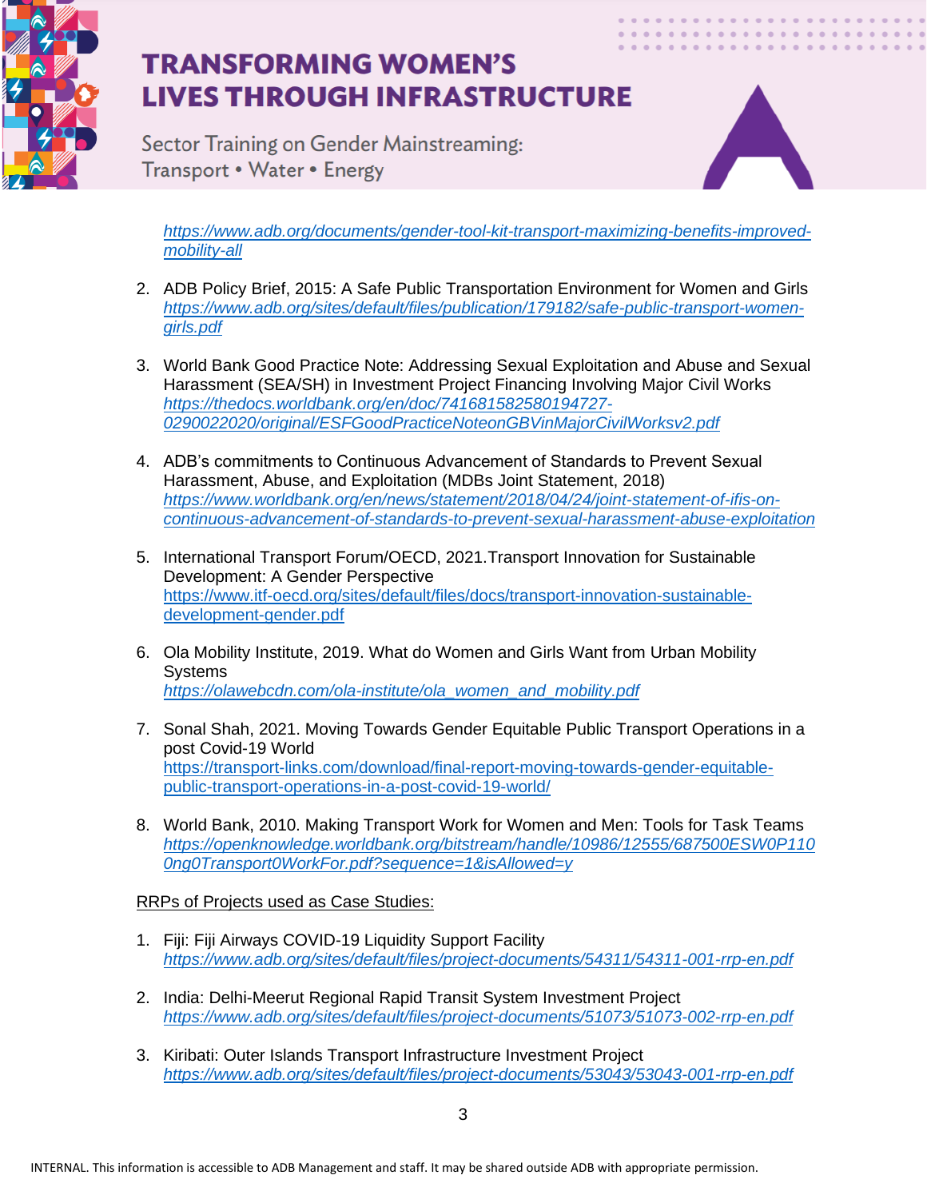*https://www.adb.org/documents/gender-tool-kit-transport-maximizing-benefits-improved-mobility-all*

2. ADB Policy Brief, 2015: A Safe Public Transportation Environment for Women and Girls *https://www.adb.org/sites/default/files/publication/179182/safe-public-transport-women-girls.pdf*

3. World Bank Good Practice Note: Addressing Sexual Exploitation and Abuse and Sexual Harassment (SEA/SH) in Investment Project Financing Involving Major Civil Works *https://thedocs.worldbank.org/en/doc/741681582580194727-0290022020/original/ESFGoodPracticeNoteonGBVinMajorCivilWorksv2.pdf*

4. ADB's commitments to Continuous Advancement of Standards to Prevent Sexual Harassment, Abuse, and Exploitation (MDBs Joint Statement, 2018) *https://www.worldbank.org/en/news/statement/2018/04/24/joint-statement-of-ifis-on-continuous-advancement-of-standards-to-prevent-sexual-harassment-abuse-exploitation*

5. International Transport Forum/OECD, 2021.Transport Innovation for Sustainable Development: A Gender Perspective https://www.itf-oecd.org/sites/default/files/docs/transport-innovation-sustainable-development-gender.pdf

6. Ola Mobility Institute, 2019. What do Women and Girls Want from Urban Mobility Systems *https://olawebcdn.com/ola-institute/ola_women_and_mobility.pdf*

7. Sonal Shah, 2021. Moving Towards Gender Equitable Public Transport Operations in a post Covid-19 World https://transport-links.com/download/final-report-moving-towards-gender-equitable-public-transport-operations-in-a-post-covid-19-world/

8. World Bank, 2010. Making Transport Work for Women and Men: Tools for Task Teams *https://openknowledge.worldbank.org/bitstream/handle/10986/12555/687500ESW0P1100ng0Transport0WorkFor.pdf?sequence=1&isAllowed=y*

RRPs of Projects used as Case Studies:

1. Fiji: Fiji Airways COVID-19 Liquidity Support Facility *https://www.adb.org/sites/default/files/project-documents/54311/54311-001-rrp-en.pdf*

2. India: Delhi-Meerut Regional Rapid Transit System Investment Project *https://www.adb.org/sites/default/files/project-documents/51073/51073-002-rrp-en.pdf*

3. Kiribati: Outer Islands Transport Infrastructure Investment Project *https://www.adb.org/sites/default/files/project-documents/53043/53043-001-rrp-en.pdf*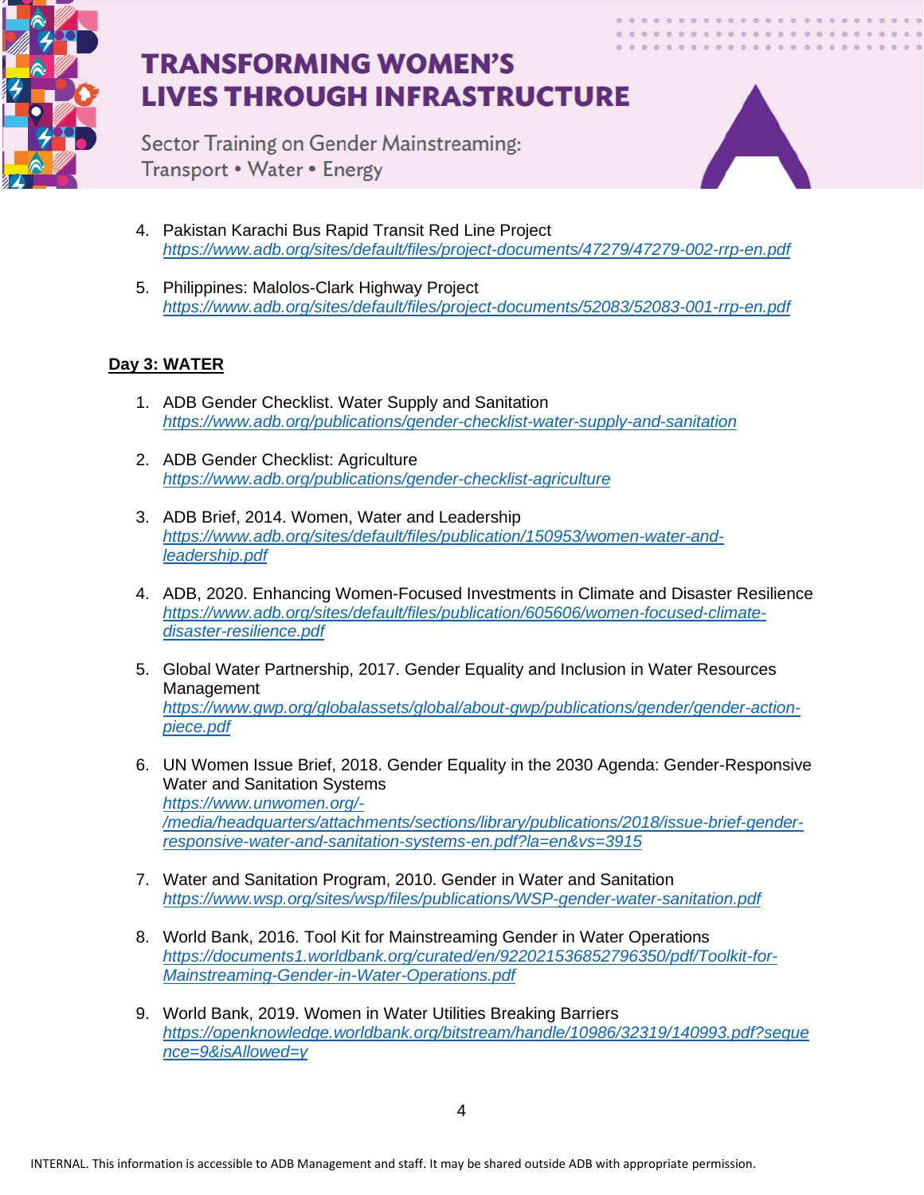4. Pakistan Karachi Bus Rapid Transit Red Line Project
   https://www.adb.org/sites/default/files/project-documents/47279/47279-002-rrp-en.pdf

5. Philippines: Malolos-Clark Highway Project
   https://www.adb.org/sites/default/files/project-documents/52083/52083-001-rrp-en.pdf

**Day 3: WATER**

1. ADB Gender Checklist. Water Supply and Sanitation
   https://www.adb.org/publications/gender-checklist-water-supply-and-sanitation

2. ADB Gender Checklist: Agriculture
   https://www.adb.org/publications/gender-checklist-agriculture

3. ADB Brief, 2014. Women, Water and Leadership
   https://www.adb.org/sites/default/files/publication/150953/women-water-and-leadership.pdf

4. ADB, 2020. Enhancing Women-Focused Investments in Climate and Disaster Resilience
   https://www.adb.org/sites/default/files/publication/605606/women-focused-climate-disaster-resilience.pdf

5. Global Water Partnership, 2017. Gender Equality and Inclusion in Water Resources Management
   https://www.gwp.org/globalassets/global/about-gwp/publications/gender/gender-action-piece.pdf

6. UN Women Issue Brief, 2018. Gender Equality in the 2030 Agenda: Gender-Responsive Water and Sanitation Systems
   https://www.unwomen.org/-/media/headquarters/attachments/sections/library/publications/2018/issue-brief-gender-responsive-water-and-sanitation-systems-en.pdf?la=en&vs=3915

7. Water and Sanitation Program, 2010. Gender in Water and Sanitation
   https://www.wsp.org/sites/wsp/files/publications/WSP-gender-water-sanitation.pdf

8. World Bank, 2016. Tool Kit for Mainstreaming Gender in Water Operations
   https://documents1.worldbank.org/curated/en/922021536852796350/pdf/Toolkit-for-Mainstreaming-Gender-in-Water-Operations.pdf

9. World Bank, 2019. Women in Water Utilities Breaking Barriers
   https://openknowledge.worldbank.org/bitstream/handle/10986/32319/140993.pdf?sequence=9&isAllowed=y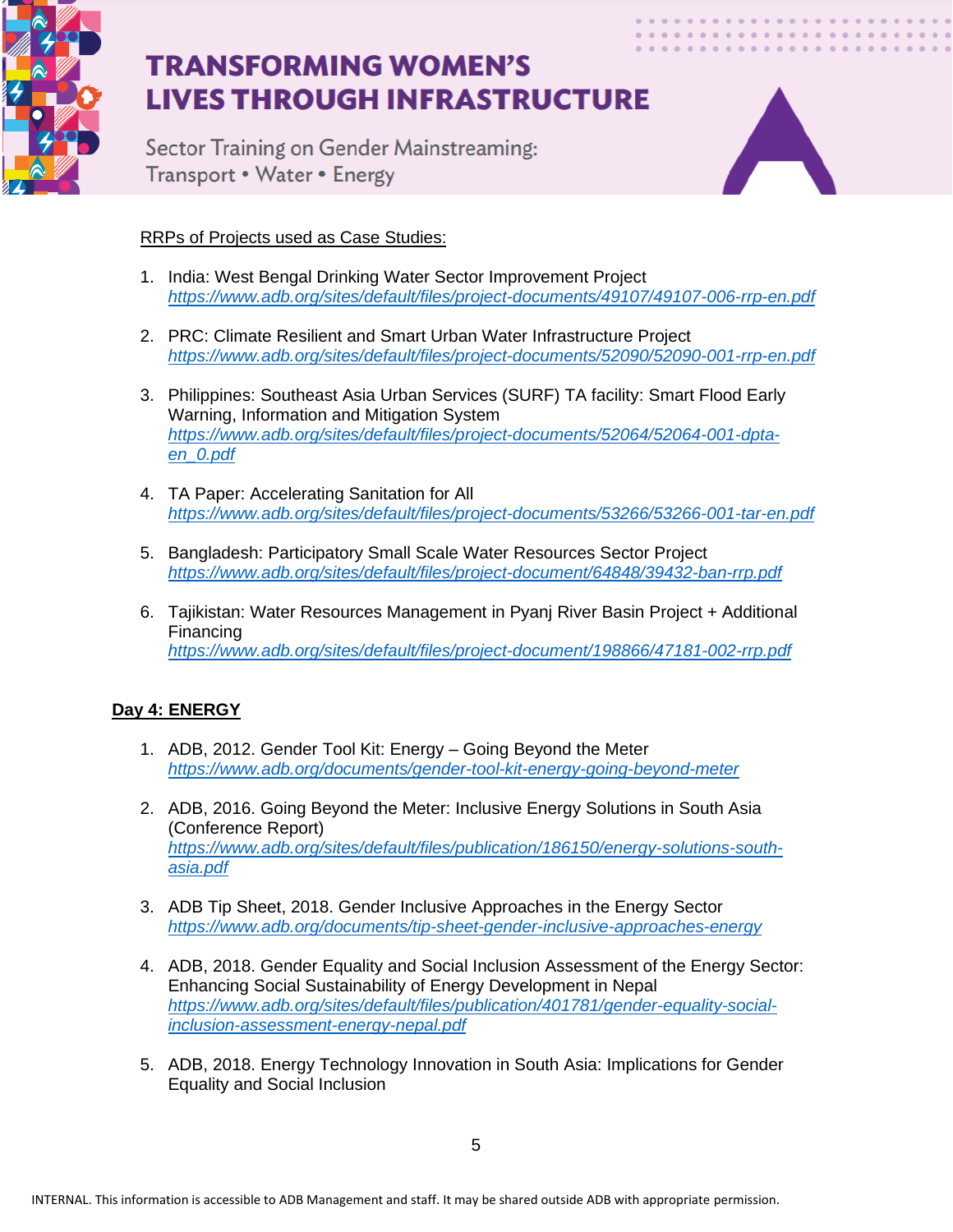RRPs of Projects used as Case Studies:

1. India: West Bengal Drinking Water Sector Improvement Project
   https://www.adb.org/sites/default/files/project-documents/49107/49107-006-rrp-en.pdf

2. PRC: Climate Resilient and Smart Urban Water Infrastructure Project
   https://www.adb.org/sites/default/files/project-documents/52090/52090-001-rrp-en.pdf

3. Philippines: Southeast Asia Urban Services (SURF) TA facility: Smart Flood Early Warning, Information and Mitigation System
   https://www.adb.org/sites/default/files/project-documents/52064/52064-001-dpta-en_0.pdf

4. TA Paper: Accelerating Sanitation for All
   https://www.adb.org/sites/default/files/project-documents/53266/53266-001-tar-en.pdf

5. Bangladesh: Participatory Small Scale Water Resources Sector Project
   https://www.adb.org/sites/default/files/project-document/64848/39432-ban-rrp.pdf

6. Tajikistan: Water Resources Management in Pyanj River Basin Project + Additional Financing
   https://www.adb.org/sites/default/files/project-document/198866/47181-002-rrp.pdf

**Day 4: ENERGY**

1. ADB, 2012. Gender Tool Kit: Energy – Going Beyond the Meter
   https://www.adb.org/documents/gender-tool-kit-energy-going-beyond-meter

2. ADB, 2016. Going Beyond the Meter: Inclusive Energy Solutions in South Asia (Conference Report)
   https://www.adb.org/sites/default/files/publication/186150/energy-solutions-south-asia.pdf

3. ADB Tip Sheet, 2018. Gender Inclusive Approaches in the Energy Sector
   https://www.adb.org/documents/tip-sheet-gender-inclusive-approaches-energy

4. ADB, 2018. Gender Equality and Social Inclusion Assessment of the Energy Sector: Enhancing Social Sustainability of Energy Development in Nepal
   https://www.adb.org/sites/default/files/publication/401781/gender-equality-social-inclusion-assessment-energy-nepal.pdf

5. ADB, 2018. Energy Technology Innovation in South Asia: Implications for Gender Equality and Social Inclusion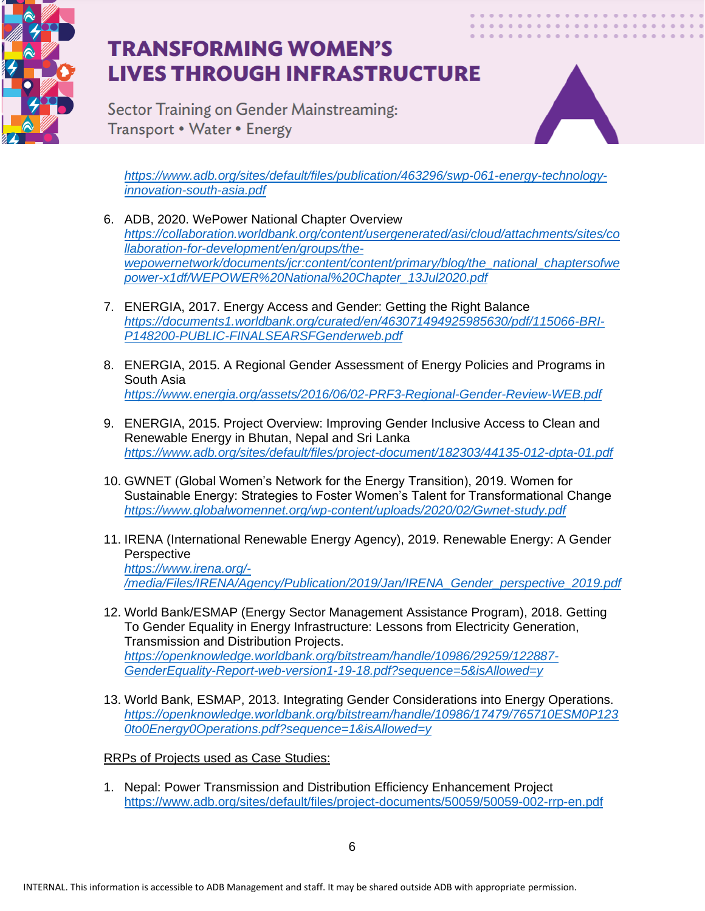https://www.adb.org/sites/default/files/publication/463296/swp-061-energy-technology-innovation-south-asia.pdf

6. ADB, 2020. WePower National Chapter Overview
   https://collaboration.worldbank.org/content/usergenerated/asi/cloud/attachments/sites/collaboration-for-development/en/groups/the-wepowernetwork/documents/jcr:content/content/primary/blog/the_national_chaptersofwepower-x1df/WEPOWER%20National%20Chapter_13Jul2020.pdf

7. ENERGIA, 2017. Energy Access and Gender: Getting the Right Balance
   https://documents1.worldbank.org/curated/en/463071494925985630/pdf/115066-BRI-P148200-PUBLIC-FINALSEARSFGenderweb.pdf

8. ENERGIA, 2015. A Regional Gender Assessment of Energy Policies and Programs in South Asia
   https://www.energia.org/assets/2016/06/02-PRF3-Regional-Gender-Review-WEB.pdf

9. ENERGIA, 2015. Project Overview: Improving Gender Inclusive Access to Clean and Renewable Energy in Bhutan, Nepal and Sri Lanka
   https://www.adb.org/sites/default/files/project-document/182303/44135-012-dpta-01.pdf

10. GWNET (Global Women's Network for the Energy Transition), 2019. Women for Sustainable Energy: Strategies to Foster Women's Talent for Transformational Change
    https://www.globalwomennet.org/wp-content/uploads/2020/02/Gwnet-study.pdf

11. IRENA (International Renewable Energy Agency), 2019. Renewable Energy: A Gender Perspective
    https://www.irena.org/-/media/Files/IRENA/Agency/Publication/2019/Jan/IRENA_Gender_perspective_2019.pdf

12. World Bank/ESMAP (Energy Sector Management Assistance Program), 2018. Getting To Gender Equality in Energy Infrastructure: Lessons from Electricity Generation, Transmission and Distribution Projects.
    https://openknowledge.worldbank.org/bitstream/handle/10986/29259/122887-GenderEquality-Report-web-version1-19-18.pdf?sequence=5&isAllowed=y

13. World Bank, ESMAP, 2013. Integrating Gender Considerations into Energy Operations.
    https://openknowledge.worldbank.org/bitstream/handle/10986/17479/765710ESM0P1230to0Energy0Operations.pdf?sequence=1&isAllowed=y

RRPs of Projects used as Case Studies:

1. Nepal: Power Transmission and Distribution Efficiency Enhancement Project
   https://www.adb.org/sites/default/files/project-documents/50059/50059-002-rrp-en.pdf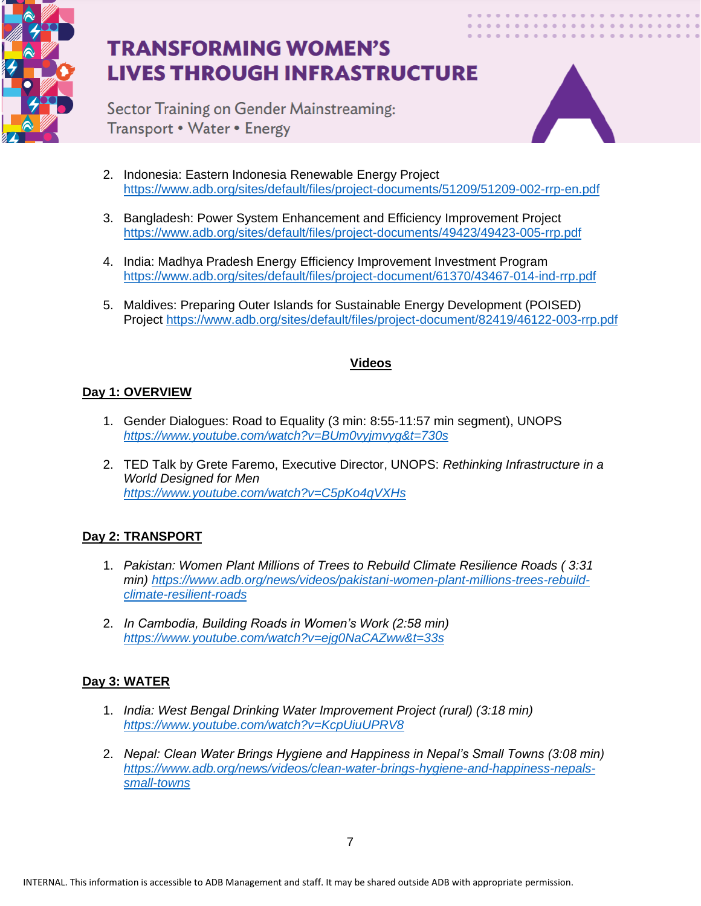2. Indonesia: Eastern Indonesia Renewable Energy Project https://www.adb.org/sites/default/files/project-documents/51209/51209-002-rrp-en.pdf

3. Bangladesh: Power System Enhancement and Efficiency Improvement Project https://www.adb.org/sites/default/files/project-documents/49423/49423-005-rrp.pdf

4. India: Madhya Pradesh Energy Efficiency Improvement Investment Program https://www.adb.org/sites/default/files/project-document/61370/43467-014-ind-rrp.pdf

5. Maldives: Preparing Outer Islands for Sustainable Energy Development (POISED) Project https://www.adb.org/sites/default/files/project-document/82419/46122-003-rrp.pdf

## Videos

### Day 1: OVERVIEW

1. Gender Dialogues: Road to Equality (3 min: 8:55-11:57 min segment), UNOPS *https://www.youtube.com/watch?v=BUm0vyjmvyg&t=730s*

2. TED Talk by Grete Faremo, Executive Director, UNOPS: *Rethinking Infrastructure in a World Designed for Men* *https://www.youtube.com/watch?v=C5pKo4qVXHs*

### Day 2: TRANSPORT

1. *Pakistan: Women Plant Millions of Trees to Rebuild Climate Resilience Roads ( 3:31 min) https://www.adb.org/news/videos/pakistani-women-plant-millions-trees-rebuild-climate-resilient-roads*

2. *In Cambodia, Building Roads in Women's Work (2:58 min) https://www.youtube.com/watch?v=ejg0NaCAZww&t=33s*

### Day 3: WATER

1. *India: West Bengal Drinking Water Improvement Project (rural) (3:18 min) https://www.youtube.com/watch?v=KcpUiuUPRV8*

2. *Nepal: Clean Water Brings Hygiene and Happiness in Nepal's Small Towns (3:08 min) https://www.adb.org/news/videos/clean-water-brings-hygiene-and-happiness-nepals-small-towns*

INTERNAL. This information is accessible to ADB Management and staff. It may be shared outside ADB with appropriate permission.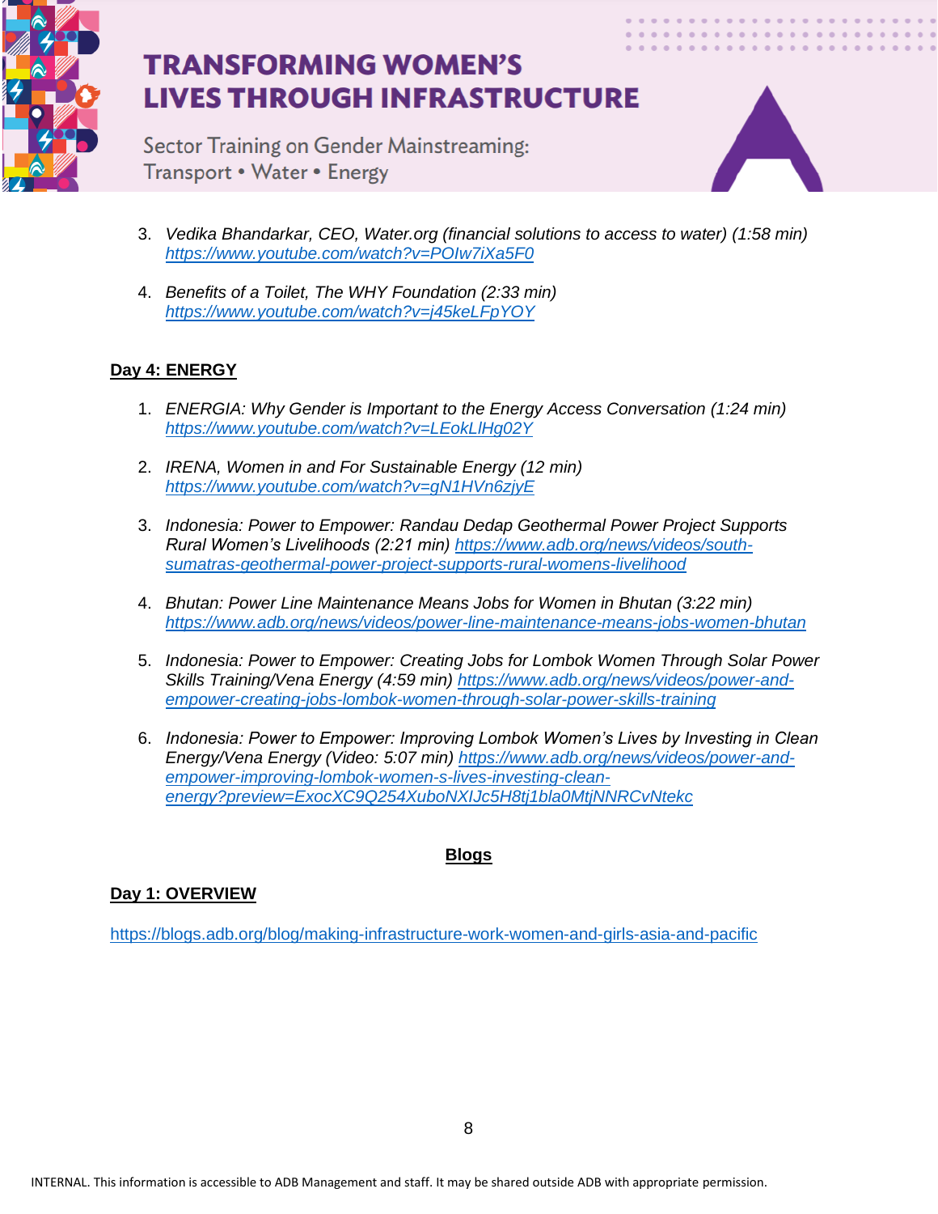3. *Vedika Bhandarkar, CEO, Water.org (financial solutions to access to water) (1:58 min)* https://www.youtube.com/watch?v=POIw7iXa5F0

4. *Benefits of a Toilet, The WHY Foundation (2:33 min)* https://www.youtube.com/watch?v=j45keLFpYOY

**Day 4: ENERGY**

1. *ENERGIA: Why Gender is Important to the Energy Access Conversation (1:24 min)* https://www.youtube.com/watch?v=LEokLlHg02Y

2. *IRENA, Women in and For Sustainable Energy (12 min)* https://www.youtube.com/watch?v=gN1HVn6zjyE

3. *Indonesia: Power to Empower: Randau Dedap Geothermal Power Project Supports Rural Women's Livelihoods (2:21 min)* https://www.adb.org/news/videos/south-sumatras-geothermal-power-project-supports-rural-womens-livelihood

4. *Bhutan: Power Line Maintenance Means Jobs for Women in Bhutan (3:22 min)* https://www.adb.org/news/videos/power-line-maintenance-means-jobs-women-bhutan

5. *Indonesia: Power to Empower: Creating Jobs for Lombok Women Through Solar Power Skills Training/Vena Energy (4:59 min)* https://www.adb.org/news/videos/power-and-empower-creating-jobs-lombok-women-through-solar-power-skills-training

6. *Indonesia: Power to Empower: Improving Lombok Women's Lives by Investing in Clean Energy/Vena Energy (Video: 5:07 min)* https://www.adb.org/news/videos/power-and-empower-improving-lombok-women-s-lives-investing-clean-energy?preview=ExocXC9Q254XuboNXIJc5H8tj1bla0MtjNNRCvNtekc

**Blogs**

**Day 1: OVERVIEW**

https://blogs.adb.org/blog/making-infrastructure-work-women-and-girls-asia-and-pacific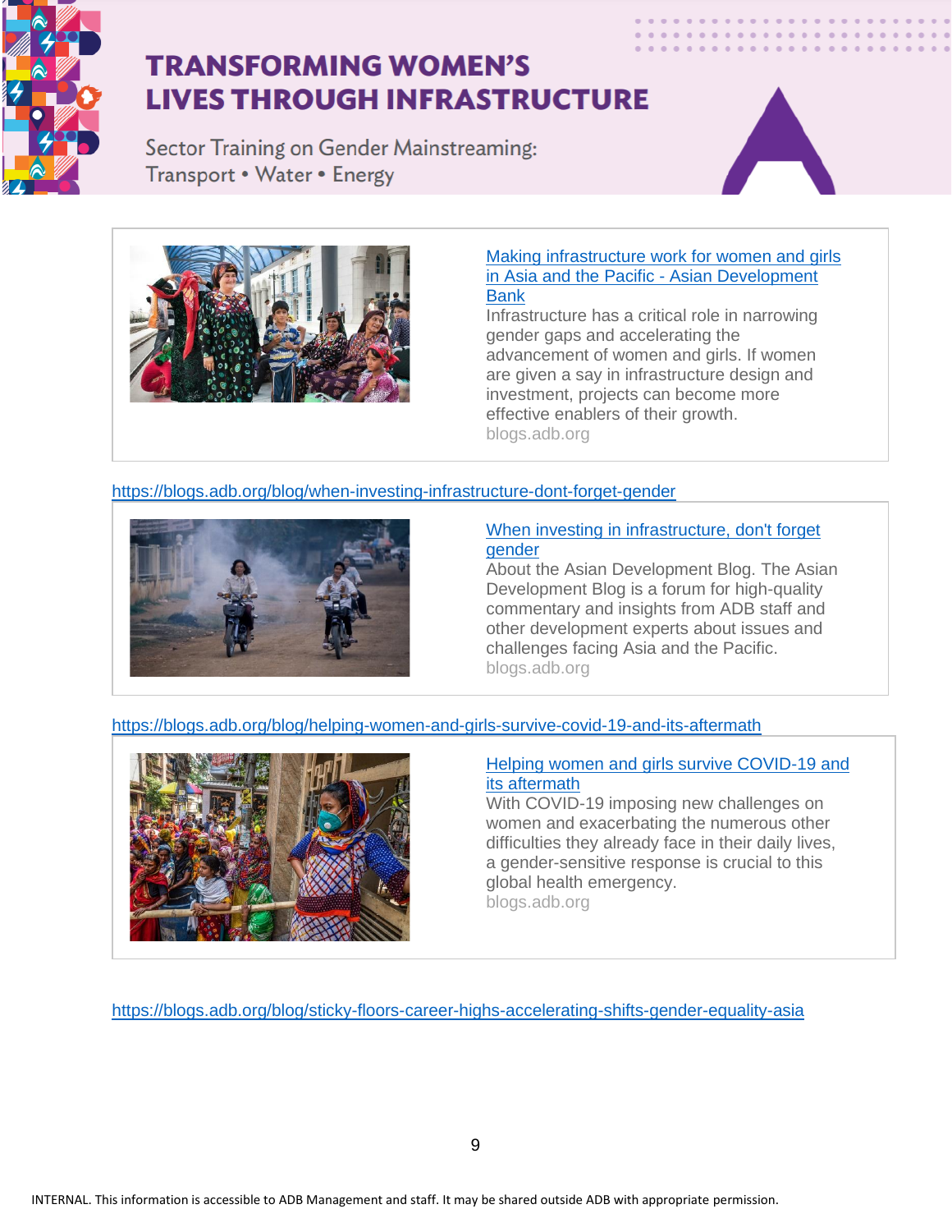[Making infrastructure work for women and girls in Asia and the Pacific - Asian Development Bank](https://blogs.adb.org)
Infrastructure has a critical role in narrowing gender gaps and accelerating the advancement of women and girls. If women are given a say in infrastructure design and investment, projects can become more effective enablers of their growth.
blogs.adb.org

https://blogs.adb.org/blog/when-investing-infrastructure-dont-forget-gender

[When investing in infrastructure, don't forget gender](https://blogs.adb.org/blog/when-investing-infrastructure-dont-forget-gender)
About the Asian Development Blog. The Asian Development Blog is a forum for high-quality commentary and insights from ADB staff and other development experts about issues and challenges facing Asia and the Pacific.
blogs.adb.org

https://blogs.adb.org/blog/helping-women-and-girls-survive-covid-19-and-its-aftermath

[Helping women and girls survive COVID-19 and its aftermath](https://blogs.adb.org/blog/helping-women-and-girls-survive-covid-19-and-its-aftermath)
With COVID-19 imposing new challenges on women and exacerbating the numerous other difficulties they already face in their daily lives, a gender-sensitive response is crucial to this global health emergency.
blogs.adb.org

https://blogs.adb.org/blog/sticky-floors-career-highs-accelerating-shifts-gender-equality-asia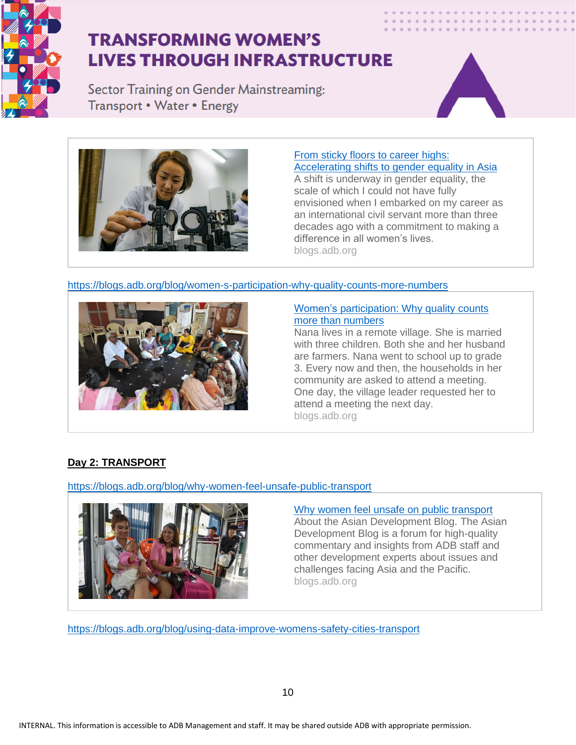[From sticky floors to career highs: Accelerating shifts to gender equality in Asia](#)
A shift is underway in gender equality, the scale of which I could not have fully envisioned when I embarked on my career as an international civil servant more than three decades ago with a commitment to making a difference in all women's lives.
blogs.adb.org

https://blogs.adb.org/blog/women-s-participation-why-quality-counts-more-numbers

[Women's participation: Why quality counts more than numbers](https://blogs.adb.org/blog/women-s-participation-why-quality-counts-more-numbers)
Nana lives in a remote village. She is married with three children. Both she and her husband are farmers. Nana went to school up to grade 3. Every now and then, the households in her community are asked to attend a meeting. One day, the village leader requested her to attend a meeting the next day.
blogs.adb.org

**Day 2: TRANSPORT**

https://blogs.adb.org/blog/why-women-feel-unsafe-public-transport

[Why women feel unsafe on public transport](https://blogs.adb.org/blog/why-women-feel-unsafe-public-transport)
About the Asian Development Blog. The Asian Development Blog is a forum for high-quality commentary and insights from ADB staff and other development experts about issues and challenges facing Asia and the Pacific.
blogs.adb.org

https://blogs.adb.org/blog/using-data-improve-womens-safety-cities-transport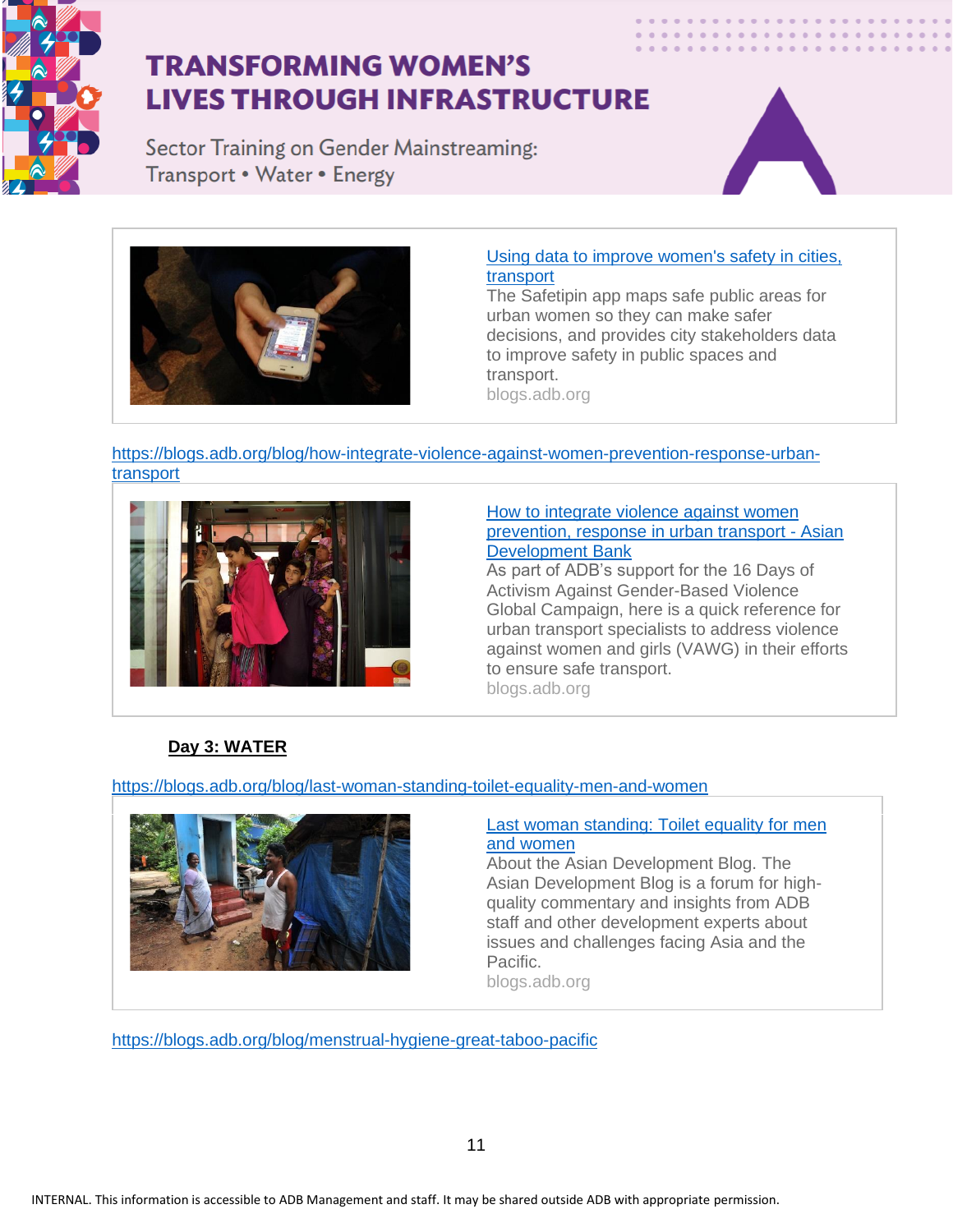[Using data to improve women's safety in cities, transport](#)

The Safetipin app maps safe public areas for urban women so they can make safer decisions, and provides city stakeholders data to improve safety in public spaces and transport.

blogs.adb.org

https://blogs.adb.org/blog/how-integrate-violence-against-women-prevention-response-urban-transport

[How to integrate violence against women prevention, response in urban transport - Asian Development Bank](#)

As part of ADB's support for the 16 Days of Activism Against Gender-Based Violence Global Campaign, here is a quick reference for urban transport specialists to address violence against women and girls (VAWG) in their efforts to ensure safe transport.

blogs.adb.org

**Day 3: WATER**

https://blogs.adb.org/blog/last-woman-standing-toilet-equality-men-and-women

[Last woman standing: Toilet equality for men and women](#)

About the Asian Development Blog. The Asian Development Blog is a forum for high-quality commentary and insights from ADB staff and other development experts about issues and challenges facing Asia and the Pacific.

blogs.adb.org

https://blogs.adb.org/blog/menstrual-hygiene-great-taboo-pacific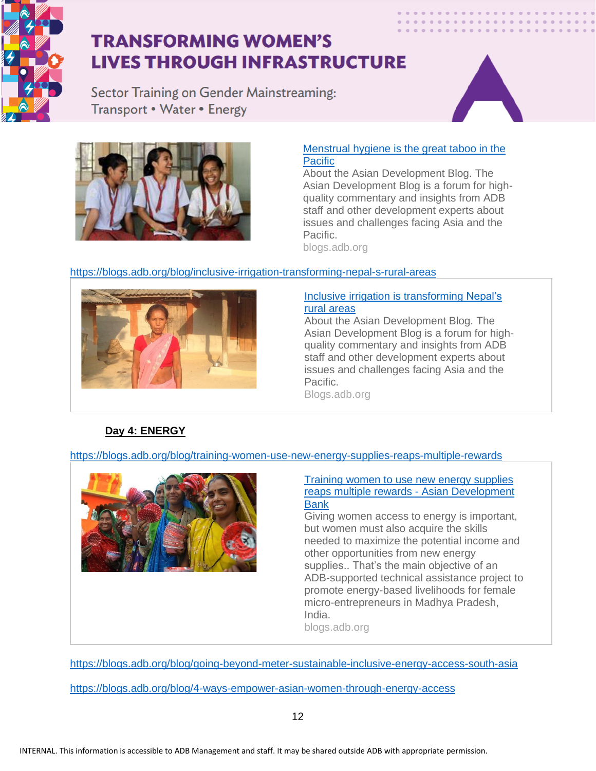[Menstrual hygiene is the great taboo in the Pacific](#)
About the Asian Development Blog. The Asian Development Blog is a forum for high-quality commentary and insights from ADB staff and other development experts about issues and challenges facing Asia and the Pacific.
blogs.adb.org

https://blogs.adb.org/blog/inclusive-irrigation-transforming-nepal-s-rural-areas

[Inclusive irrigation is transforming Nepal's rural areas](#)
About the Asian Development Blog. The Asian Development Blog is a forum for high-quality commentary and insights from ADB staff and other development experts about issues and challenges facing Asia and the Pacific.
Blogs.adb.org

**Day 4: ENERGY**

https://blogs.adb.org/blog/training-women-use-new-energy-supplies-reaps-multiple-rewards

[Training women to use new energy supplies reaps multiple rewards - Asian Development Bank](#)
Giving women access to energy is important, but women must also acquire the skills needed to maximize the potential income and other opportunities from new energy supplies.. That's the main objective of an ADB-supported technical assistance project to promote energy-based livelihoods for female micro-entrepreneurs in Madhya Pradesh, India.
blogs.adb.org

https://blogs.adb.org/blog/going-beyond-meter-sustainable-inclusive-energy-access-south-asia

https://blogs.adb.org/blog/4-ways-empower-asian-women-through-energy-access